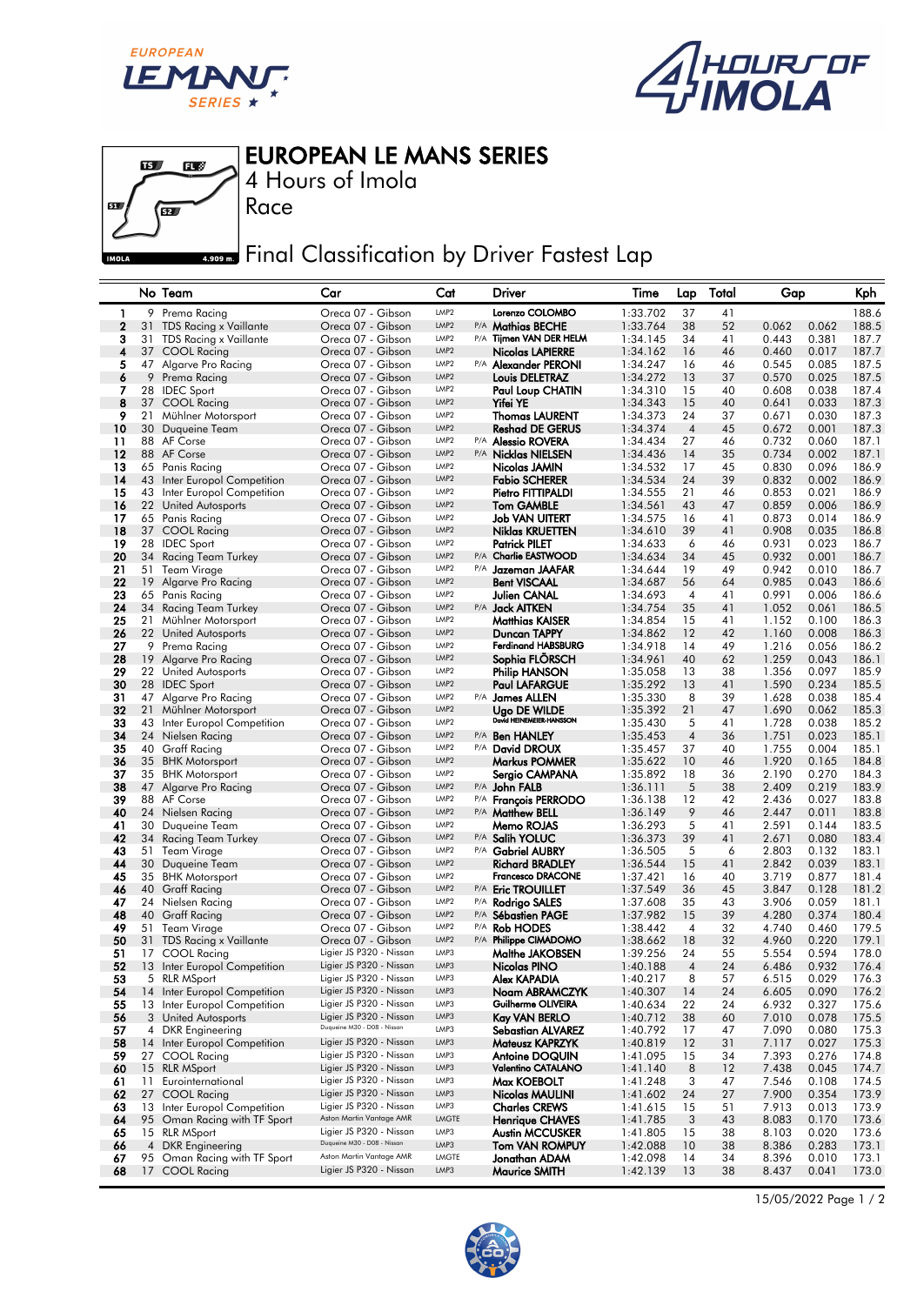# EUROPEAN LE MANS SERIES

4 Hours of Imola

Race

## Final Classification by Driver Fastest Lap

| | No | Team | Car | Cat | | Driver | Time | Lap | Total | Gap | | Kph |
|---|---|---|---|---|---|---|---|---|---|---|---|---|
| 1 | 9 | Prema Racing | Oreca 07 - Gibson | LMP2 | | Lorenzo COLOMBO | 1:33.702 | 37 | 41 | | | 188.6 |
| 2 | 31 | TDS Racing x Vaillante | Oreca 07 - Gibson | LMP2 | P/A | Mathias BECHE | 1:33.764 | 38 | 52 | 0.062 | 0.062 | 188.5 |
| 3 | 31 | TDS Racing x Vaillante | Oreca 07 - Gibson | LMP2 | P/A | Tijmen VAN DER HELM | 1:34.145 | 34 | 41 | 0.443 | 0.381 | 187.7 |
| 4 | 37 | COOL Racing | Oreca 07 - Gibson | LMP2 | | Nicolas LAPIERRE | 1:34.162 | 16 | 46 | 0.460 | 0.017 | 187.7 |
| 5 | 47 | Algarve Pro Racing | Oreca 07 - Gibson | LMP2 | P/A | Alexander PERONI | 1:34.247 | 16 | 46 | 0.545 | 0.085 | 187.5 |
| 6 | 9 | Prema Racing | Oreca 07 - Gibson | LMP2 | | Louis DELETRAZ | 1:34.272 | 13 | 37 | 0.570 | 0.025 | 187.5 |
| 7 | 28 | IDEC Sport | Oreca 07 - Gibson | LMP2 | | Paul Loup CHATIN | 1:34.310 | 15 | 40 | 0.608 | 0.038 | 187.4 |
| 8 | 37 | COOL Racing | Oreca 07 - Gibson | LMP2 | | Yifei YE | 1:34.343 | 15 | 40 | 0.641 | 0.033 | 187.3 |
| 9 | 21 | Mühlner Motorsport | Oreca 07 - Gibson | LMP2 | | Thomas LAURENT | 1:34.373 | 24 | 37 | 0.671 | 0.030 | 187.3 |
| 10 | 30 | Duqueine Team | Oreca 07 - Gibson | LMP2 | | Reshad DE GERUS | 1:34.374 | 4 | 45 | 0.672 | 0.001 | 187.3 |
| 11 | 88 | AF Corse | Oreca 07 - Gibson | LMP2 | P/A | Alessio ROVERA | 1:34.434 | 27 | 46 | 0.732 | 0.060 | 187.1 |
| 12 | 88 | AF Corse | Oreca 07 - Gibson | LMP2 | P/A | Nicklas NIELSEN | 1:34.436 | 14 | 35 | 0.734 | 0.002 | 187.1 |
| 13 | 65 | Panis Racing | Oreca 07 - Gibson | LMP2 | | Nicolas JAMIN | 1:34.532 | 17 | 45 | 0.830 | 0.096 | 186.9 |
| 14 | 43 | Inter Europol Competition | Oreca 07 - Gibson | LMP2 | | Fabio SCHERER | 1:34.534 | 24 | 39 | 0.832 | 0.002 | 186.9 |
| 15 | 43 | Inter Europol Competition | Oreca 07 - Gibson | LMP2 | | Pietro FITTIPALDI | 1:34.555 | 21 | 46 | 0.853 | 0.021 | 186.9 |
| 16 | 22 | United Autosports | Oreca 07 - Gibson | LMP2 | | Tom GAMBLE | 1:34.561 | 43 | 47 | 0.859 | 0.006 | 186.9 |
| 17 | 65 | Panis Racing | Oreca 07 - Gibson | LMP2 | | Job VAN UITERT | 1:34.575 | 16 | 41 | 0.873 | 0.014 | 186.9 |
| 18 | 37 | COOL Racing | Oreca 07 - Gibson | LMP2 | | Niklas KRUETTEN | 1:34.610 | 39 | 41 | 0.908 | 0.035 | 186.8 |
| 19 | 28 | IDEC Sport | Oreca 07 - Gibson | LMP2 | | Patrick PILET | 1:34.633 | 6 | 46 | 0.931 | 0.023 | 186.7 |
| 20 | 34 | Racing Team Turkey | Oreca 07 - Gibson | LMP2 | P/A | Charlie EASTWOOD | 1:34.634 | 34 | 45 | 0.932 | 0.001 | 186.7 |
| 21 | 51 | Team Virage | Oreca 07 - Gibson | LMP2 | P/A | Jazeman JAAFAR | 1:34.644 | 19 | 49 | 0.942 | 0.010 | 186.7 |
| 22 | 19 | Algarve Pro Racing | Oreca 07 - Gibson | LMP2 | | Bent VISCAAL | 1:34.687 | 56 | 64 | 0.985 | 0.043 | 186.6 |
| 23 | 65 | Panis Racing | Oreca 07 - Gibson | LMP2 | | Julien CANAL | 1:34.693 | 4 | 41 | 0.991 | 0.006 | 186.6 |
| 24 | 34 | Racing Team Turkey | Oreca 07 - Gibson | LMP2 | P/A | Jack AITKEN | 1:34.754 | 35 | 41 | 1.052 | 0.061 | 186.5 |
| 25 | 21 | Mühlner Motorsport | Oreca 07 - Gibson | LMP2 | | Matthias KAISER | 1:34.854 | 15 | 41 | 1.152 | 0.100 | 186.3 |
| 26 | 22 | United Autosports | Oreca 07 - Gibson | LMP2 | | Duncan TAPPY | 1:34.862 | 12 | 42 | 1.160 | 0.008 | 186.3 |
| 27 | 9 | Prema Racing | Oreca 07 - Gibson | LMP2 | | Ferdinand HABSBURG | 1:34.918 | 14 | 49 | 1.216 | 0.056 | 186.2 |
| 28 | 19 | Algarve Pro Racing | Oreca 07 - Gibson | LMP2 | | Sophia FLÖRSCH | 1:34.961 | 40 | 62 | 1.259 | 0.043 | 186.1 |
| 29 | 22 | United Autosports | Oreca 07 - Gibson | LMP2 | | Philip HANSON | 1:35.058 | 13 | 38 | 1.356 | 0.097 | 185.9 |
| 30 | 28 | IDEC Sport | Oreca 07 - Gibson | LMP2 | | Paul LAFARGUE | 1:35.292 | 13 | 41 | 1.590 | 0.234 | 185.5 |
| 31 | 47 | Algarve Pro Racing | Oreca 07 - Gibson | LMP2 | P/A | James ALLEN | 1:35.330 | 8 | 39 | 1.628 | 0.038 | 185.4 |
| 32 | 21 | Mühlner Motorsport | Oreca 07 - Gibson | LMP2 | | Ugo DE WILDE | 1:35.392 | 21 | 47 | 1.690 | 0.062 | 185.3 |
| 33 | 43 | Inter Europol Competition | Oreca 07 - Gibson | LMP2 | | David HEINEMEIER-HANSSON | 1:35.430 | 5 | 41 | 1.728 | 0.038 | 185.2 |
| 34 | 24 | Nielsen Racing | Oreca 07 - Gibson | LMP2 | P/A | Ben HANLEY | 1:35.453 | 4 | 36 | 1.751 | 0.023 | 185.1 |
| 35 | 40 | Graff Racing | Oreca 07 - Gibson | LMP2 | P/A | David DROUX | 1:35.457 | 37 | 40 | 1.755 | 0.004 | 185.1 |
| 36 | 35 | BHK Motorsport | Oreca 07 - Gibson | LMP2 | | Markus POMMER | 1:35.622 | 10 | 46 | 1.920 | 0.165 | 184.8 |
| 37 | 35 | BHK Motorsport | Oreca 07 - Gibson | LMP2 | | Sergio CAMPANA | 1:35.892 | 18 | 36 | 2.190 | 0.270 | 184.3 |
| 38 | 47 | Algarve Pro Racing | Oreca 07 - Gibson | LMP2 | P/A | John FALB | 1:36.111 | 5 | 38 | 2.409 | 0.219 | 183.9 |
| 39 | 88 | AF Corse | Oreca 07 - Gibson | LMP2 | P/A | François PERRODO | 1:36.138 | 12 | 42 | 2.436 | 0.027 | 183.8 |
| 40 | 24 | Nielsen Racing | Oreca 07 - Gibson | LMP2 | P/A | Matthew BELL | 1:36.149 | 9 | 46 | 2.447 | 0.011 | 183.8 |
| 41 | 30 | Duqueine Team | Oreca 07 - Gibson | LMP2 | | Memo ROJAS | 1:36.293 | 5 | 41 | 2.591 | 0.144 | 183.5 |
| 42 | 34 | Racing Team Turkey | Oreca 07 - Gibson | LMP2 | P/A | Salih YOLUC | 1:36.373 | 39 | 41 | 2.671 | 0.080 | 183.4 |
| 43 | 51 | Team Virage | Oreca 07 - Gibson | LMP2 | P/A | Gabriel AUBRY | 1:36.505 | 5 | 6 | 2.803 | 0.132 | 183.1 |
| 44 | 30 | Duqueine Team | Oreca 07 - Gibson | LMP2 | | Richard BRADLEY | 1:36.544 | 15 | 41 | 2.842 | 0.039 | 183.1 |
| 45 | 35 | BHK Motorsport | Oreca 07 - Gibson | LMP2 | | Francesco DRACONE | 1:37.421 | 16 | 40 | 3.719 | 0.877 | 181.4 |
| 46 | 40 | Graff Racing | Oreca 07 - Gibson | LMP2 | P/A | Eric TROUILLET | 1:37.549 | 36 | 45 | 3.847 | 0.128 | 181.2 |
| 47 | 24 | Nielsen Racing | Oreca 07 - Gibson | LMP2 | P/A | Rodrigo SALES | 1:37.608 | 35 | 43 | 3.906 | 0.059 | 181.1 |
| 48 | 40 | Graff Racing | Oreca 07 - Gibson | LMP2 | P/A | Sébastien PAGE | 1:37.982 | 15 | 39 | 4.280 | 0.374 | 180.4 |
| 49 | 51 | Team Virage | Oreca 07 - Gibson | LMP2 | P/A | Rob HODES | 1:38.442 | 4 | 32 | 4.740 | 0.460 | 179.5 |
| 50 | 31 | TDS Racing x Vaillante | Oreca 07 - Gibson | LMP2 | P/A | Philippe CIMADOMO | 1:38.662 | 18 | 32 | 4.960 | 0.220 | 179.1 |
| 51 | 17 | COOL Racing | Ligier JS P320 - Nissan | LMP3 | | Malthe JAKOBSEN | 1:39.256 | 24 | 55 | 5.554 | 0.594 | 178.0 |
| 52 | 13 | Inter Europol Competition | Ligier JS P320 - Nissan | LMP3 | | Nicolas PINO | 1:40.188 | 4 | 24 | 6.486 | 0.932 | 176.4 |
| 53 | 5 | RLR MSport | Ligier JS P320 - Nissan | LMP3 | | Alex KAPADIA | 1:40.217 | 8 | 57 | 6.515 | 0.029 | 176.3 |
| 54 | 14 | Inter Europol Competition | Ligier JS P320 - Nissan | LMP3 | | Noam ABRAMCZYK | 1:40.307 | 14 | 24 | 6.605 | 0.090 | 176.2 |
| 55 | 13 | Inter Europol Competition | Ligier JS P320 - Nissan | LMP3 | | Guilherme OLIVEIRA | 1:40.634 | 22 | 24 | 6.932 | 0.327 | 175.6 |
| 56 | 3 | United Autosports | Ligier JS P320 - Nissan | LMP3 | | Kay VAN BERLO | 1:40.712 | 38 | 60 | 7.010 | 0.078 | 175.5 |
| 57 | 4 | DKR Engineering | Duqueine M30 - D08 - Nissan | LMP3 | | Sebastian ALVAREZ | 1:40.792 | 17 | 47 | 7.090 | 0.080 | 175.3 |
| 58 | 14 | Inter Europol Competition | Ligier JS P320 - Nissan | LMP3 | | Mateusz KAPRZYK | 1:40.819 | 12 | 31 | 7.117 | 0.027 | 175.3 |
| 59 | 27 | COOL Racing | Ligier JS P320 - Nissan | LMP3 | | Antoine DOQUIN | 1:41.095 | 15 | 34 | 7.393 | 0.276 | 174.8 |
| 60 | 15 | RLR MSport | Ligier JS P320 - Nissan | LMP3 | | Valentino CATALANO | 1:41.140 | 8 | 12 | 7.438 | 0.045 | 174.7 |
| 61 | 11 | Eurointernational | Ligier JS P320 - Nissan | LMP3 | | Max KOEBOLT | 1:41.248 | 3 | 47 | 7.546 | 0.108 | 174.5 |
| 62 | 27 | COOL Racing | Ligier JS P320 - Nissan | LMP3 | | Nicolas MAULINI | 1:41.602 | 24 | 27 | 7.900 | 0.354 | 173.9 |
| 63 | 13 | Inter Europol Competition | Ligier JS P320 - Nissan | LMP3 | | Charles CREWS | 1:41.615 | 15 | 51 | 7.913 | 0.013 | 173.9 |
| 64 | 95 | Oman Racing with TF Sport | Aston Martin Vantage AMR | LMGTE | | Henrique CHAVES | 1:41.785 | 3 | 43 | 8.083 | 0.170 | 173.6 |
| 65 | 15 | RLR MSport | Ligier JS P320 - Nissan | LMP3 | | Austin MCCUSKER | 1:41.805 | 15 | 38 | 8.103 | 0.020 | 173.6 |
| 66 | 4 | DKR Engineering | Duqueine M30 - D08 - Nissan | LMP3 | | Tom VAN ROMPUY | 1:42.088 | 10 | 38 | 8.386 | 0.283 | 173.1 |
| 67 | 95 | Oman Racing with TF Sport | Aston Martin Vantage AMR | LMGTE | | Jonathan ADAM | 1:42.098 | 14 | 34 | 8.396 | 0.010 | 173.1 |
| 68 | 17 | COOL Racing | Ligier JS P320 - Nissan | LMP3 | | Maurice SMITH | 1:42.139 | 13 | 38 | 8.437 | 0.041 | 173.0 |

15/05/2022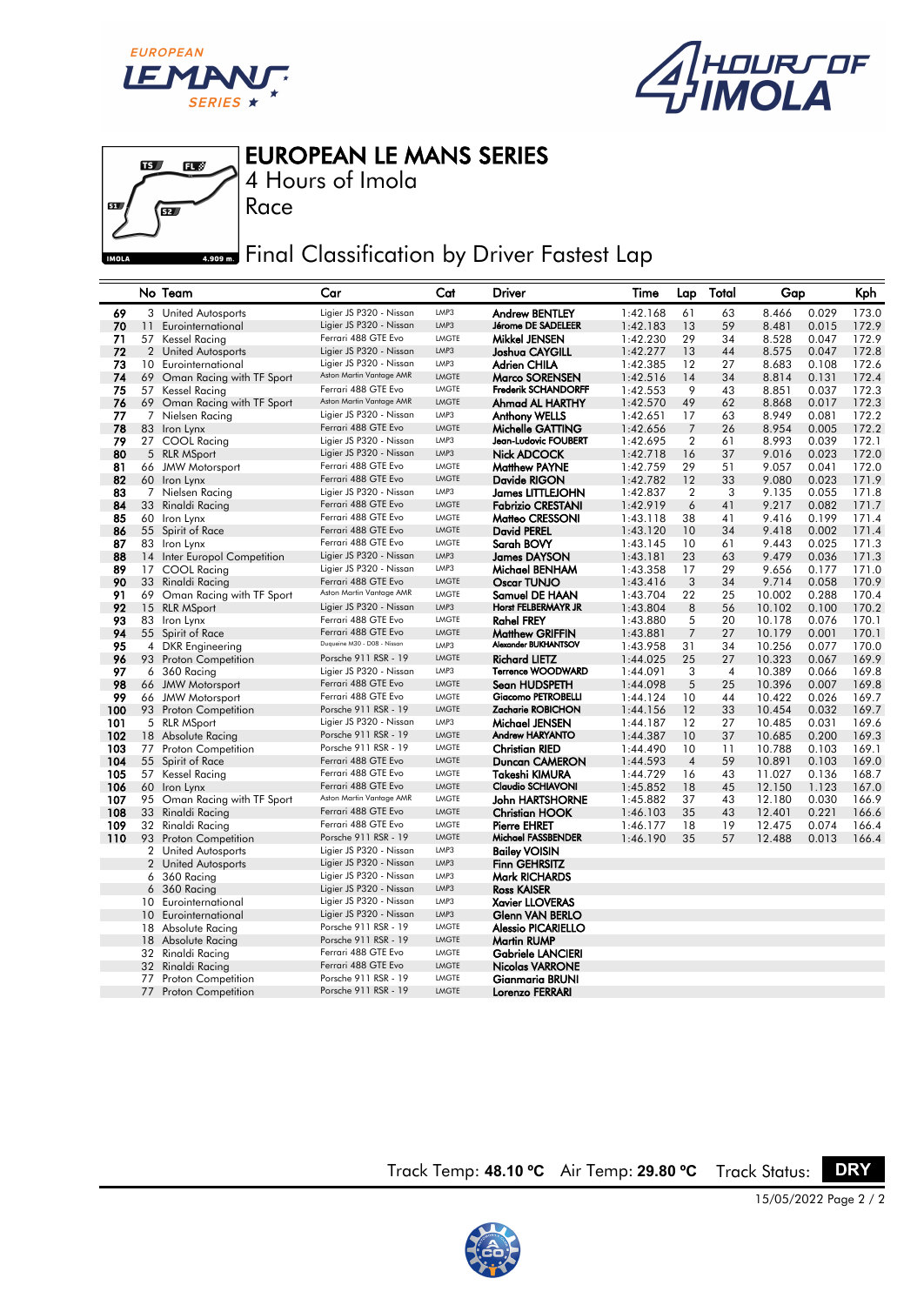# EUROPEAN LE MANS SERIES

4 Hours of Imola

Race

## Final Classification by Driver Fastest Lap

| | No | Team | Car | Cat | Driver | Time | Lap | Total | Gap | | Kph |
|---|---|---|---|---|---|---|---|---|---|---|---|
| 69 | 3 | United Autosports | Ligier JS P320 - Nissan | LMP3 | Andrew BENTLEY | 1:42.168 | 61 | 63 | 8.466 | 0.029 | 173.0 |
| 70 | 11 | Eurointernational | Ligier JS P320 - Nissan | LMP3 | Jérome DE SADELEER | 1:42.183 | 13 | 59 | 8.481 | 0.015 | 172.9 |
| 71 | 57 | Kessel Racing | Ferrari 488 GTE Evo | LMGTE | Mikkel JENSEN | 1:42.230 | 29 | 34 | 8.528 | 0.047 | 172.9 |
| 72 | 2 | United Autosports | Ligier JS P320 - Nissan | LMP3 | Joshua CAYGILL | 1:42.277 | 13 | 44 | 8.575 | 0.047 | 172.8 |
| 73 | 10 | Eurointernational | Ligier JS P320 - Nissan | LMP3 | Adrien CHILA | 1:42.385 | 12 | 27 | 8.683 | 0.108 | 172.6 |
| 74 | 69 | Oman Racing with TF Sport | Aston Martin Vantage AMR | LMGTE | Marco SORENSEN | 1:42.516 | 14 | 34 | 8.814 | 0.131 | 172.4 |
| 75 | 57 | Kessel Racing | Ferrari 488 GTE Evo | LMGTE | Frederik SCHANDORFF | 1:42.553 | 9 | 43 | 8.851 | 0.037 | 172.3 |
| 76 | 69 | Oman Racing with TF Sport | Aston Martin Vantage AMR | LMGTE | Ahmad AL HARTHY | 1:42.570 | 49 | 62 | 8.868 | 0.017 | 172.3 |
| 77 | 7 | Nielsen Racing | Ligier JS P320 - Nissan | LMP3 | Anthony WELLS | 1:42.651 | 17 | 63 | 8.949 | 0.081 | 172.2 |
| 78 | 83 | Iron Lynx | Ferrari 488 GTE Evo | LMGTE | Michelle GATTING | 1:42.656 | 7 | 26 | 8.954 | 0.005 | 172.2 |
| 79 | 27 | COOL Racing | Ligier JS P320 - Nissan | LMP3 | Jean-Ludovic FOUBERT | 1:42.695 | 2 | 61 | 8.993 | 0.039 | 172.1 |
| 80 | 5 | RLR MSport | Ligier JS P320 - Nissan | LMP3 | Nick ADCOCK | 1:42.718 | 16 | 37 | 9.016 | 0.023 | 172.0 |
| 81 | 66 | JMW Motorsport | Ferrari 488 GTE Evo | LMGTE | Matthew PAYNE | 1:42.759 | 29 | 51 | 9.057 | 0.041 | 172.0 |
| 82 | 60 | Iron Lynx | Ferrari 488 GTE Evo | LMGTE | Davide RIGON | 1:42.782 | 12 | 33 | 9.080 | 0.023 | 171.9 |
| 83 | 7 | Nielsen Racing | Ligier JS P320 - Nissan | LMP3 | James LITTLEJOHN | 1:42.837 | 2 | 3 | 9.135 | 0.055 | 171.8 |
| 84 | 33 | Rinaldi Racing | Ferrari 488 GTE Evo | LMGTE | Fabrizio CRESTANI | 1:42.919 | 6 | 41 | 9.217 | 0.082 | 171.7 |
| 85 | 60 | Iron Lynx | Ferrari 488 GTE Evo | LMGTE | Matteo CRESSONI | 1:43.118 | 38 | 41 | 9.416 | 0.199 | 171.4 |
| 86 | 55 | Spirit of Race | Ferrari 488 GTE Evo | LMGTE | David PEREL | 1:43.120 | 10 | 34 | 9.418 | 0.002 | 171.4 |
| 87 | 83 | Iron Lynx | Ferrari 488 GTE Evo | LMGTE | Sarah BOVY | 1:43.145 | 10 | 61 | 9.443 | 0.025 | 171.3 |
| 88 | 14 | Inter Europol Competition | Ligier JS P320 - Nissan | LMP3 | James DAYSON | 1:43.181 | 23 | 63 | 9.479 | 0.036 | 171.3 |
| 89 | 17 | COOL Racing | Ligier JS P320 - Nissan | LMP3 | Michael BENHAM | 1:43.358 | 17 | 29 | 9.656 | 0.177 | 171.0 |
| 90 | 33 | Rinaldi Racing | Ferrari 488 GTE Evo | LMGTE | Oscar TUNJO | 1:43.416 | 3 | 34 | 9.714 | 0.058 | 170.9 |
| 91 | 69 | Oman Racing with TF Sport | Aston Martin Vantage AMR | LMGTE | Samuel DE HAAN | 1:43.704 | 22 | 25 | 10.002 | 0.288 | 170.4 |
| 92 | 15 | RLR MSport | Ligier JS P320 - Nissan | LMP3 | Horst FELBERMAYR JR | 1:43.804 | 8 | 56 | 10.102 | 0.100 | 170.2 |
| 93 | 83 | Iron Lynx | Ferrari 488 GTE Evo | LMGTE | Rahel FREY | 1:43.880 | 5 | 20 | 10.178 | 0.076 | 170.1 |
| 94 | 55 | Spirit of Race | Ferrari 488 GTE Evo | LMGTE | Matthew GRIFFIN | 1:43.881 | 7 | 27 | 10.179 | 0.001 | 170.1 |
| 95 | 4 | DKR Engineering | Duqueine M30 - D08 - Nissan | LMP3 | Alexander BUKHANTSOV | 1:43.958 | 31 | 34 | 10.256 | 0.077 | 170.0 |
| 96 | 93 | Proton Competition | Porsche 911 RSR - 19 | LMGTE | Richard LIETZ | 1:44.025 | 25 | 27 | 10.323 | 0.067 | 169.9 |
| 97 | 6 | 360 Racing | Ligier JS P320 - Nissan | LMP3 | Terrence WOODWARD | 1:44.091 | 3 | 4 | 10.389 | 0.066 | 169.8 |
| 98 | 66 | JMW Motorsport | Ferrari 488 GTE Evo | LMGTE | Sean HUDSPETH | 1:44.098 | 5 | 25 | 10.396 | 0.007 | 169.8 |
| 99 | 66 | JMW Motorsport | Ferrari 488 GTE Evo | LMGTE | Giacomo PETROBELLI | 1:44.124 | 10 | 44 | 10.422 | 0.026 | 169.7 |
| 100 | 93 | Proton Competition | Porsche 911 RSR - 19 | LMGTE | Zacharie ROBICHON | 1:44.156 | 12 | 33 | 10.454 | 0.032 | 169.7 |
| 101 | 5 | RLR MSport | Ligier JS P320 - Nissan | LMP3 | Michael JENSEN | 1:44.187 | 12 | 27 | 10.485 | 0.031 | 169.6 |
| 102 | 18 | Absolute Racing | Porsche 911 RSR - 19 | LMGTE | Andrew HARYANTO | 1:44.387 | 10 | 37 | 10.685 | 0.200 | 169.3 |
| 103 | 77 | Proton Competition | Porsche 911 RSR - 19 | LMGTE | Christian RIED | 1:44.490 | 10 | 11 | 10.788 | 0.103 | 169.1 |
| 104 | 55 | Spirit of Race | Ferrari 488 GTE Evo | LMGTE | Duncan CAMERON | 1:44.593 | 4 | 59 | 10.891 | 0.103 | 169.0 |
| 105 | 57 | Kessel Racing | Ferrari 488 GTE Evo | LMGTE | Takeshi KIMURA | 1:44.729 | 16 | 43 | 11.027 | 0.136 | 168.7 |
| 106 | 60 | Iron Lynx | Ferrari 488 GTE Evo | LMGTE | Claudio SCHIAVONI | 1:45.852 | 18 | 45 | 12.150 | 1.123 | 167.0 |
| 107 | 95 | Oman Racing with TF Sport | Aston Martin Vantage AMR | LMGTE | John HARTSHORNE | 1:45.882 | 37 | 43 | 12.180 | 0.030 | 166.9 |
| 108 | 33 | Rinaldi Racing | Ferrari 488 GTE Evo | LMGTE | Christian HOOK | 1:46.103 | 35 | 43 | 12.401 | 0.221 | 166.6 |
| 109 | 32 | Rinaldi Racing | Ferrari 488 GTE Evo | LMGTE | Pierre EHRET | 1:46.177 | 18 | 19 | 12.475 | 0.074 | 166.4 |
| 110 | 93 | Proton Competition | Porsche 911 RSR - 19 | LMGTE | Michael FASSBENDER | 1:46.190 | 35 | 57 | 12.488 | 0.013 | 166.4 |
| | 2 | United Autosports | Ligier JS P320 - Nissan | LMP3 | Bailey VOISIN | | | | | | |
| | 2 | United Autosports | Ligier JS P320 - Nissan | LMP3 | Finn GEHRSITZ | | | | | | |
| | 6 | 360 Racing | Ligier JS P320 - Nissan | LMP3 | Mark RICHARDS | | | | | | |
| | 6 | 360 Racing | Ligier JS P320 - Nissan | LMP3 | Ross KAISER | | | | | | |
| | 10 | Eurointernational | Ligier JS P320 - Nissan | LMP3 | Xavier LLOVERAS | | | | | | |
| | 10 | Eurointernational | Ligier JS P320 - Nissan | LMP3 | Glenn VAN BERLO | | | | | | |
| | 18 | Absolute Racing | Porsche 911 RSR - 19 | LMGTE | Alessio PICARIELLO | | | | | | |
| | 18 | Absolute Racing | Porsche 911 RSR - 19 | LMGTE | Martin RUMP | | | | | | |
| | 32 | Rinaldi Racing | Ferrari 488 GTE Evo | LMGTE | Gabriele LANCIERI | | | | | | |
| | 32 | Rinaldi Racing | Ferrari 488 GTE Evo | LMGTE | Nicolas VARRONE | | | | | | |
| | 77 | Proton Competition | Porsche 911 RSR - 19 | LMGTE | Gianmaria BRUNI | | | | | | |
| | 77 | Proton Competition | Porsche 911 RSR - 19 | LMGTE | Lorenzo FERRARI | | | | | | |

Track Temp: **48.10 °C** Air Temp: **29.80 °C** Track Status: **DRY**

15/05/2022